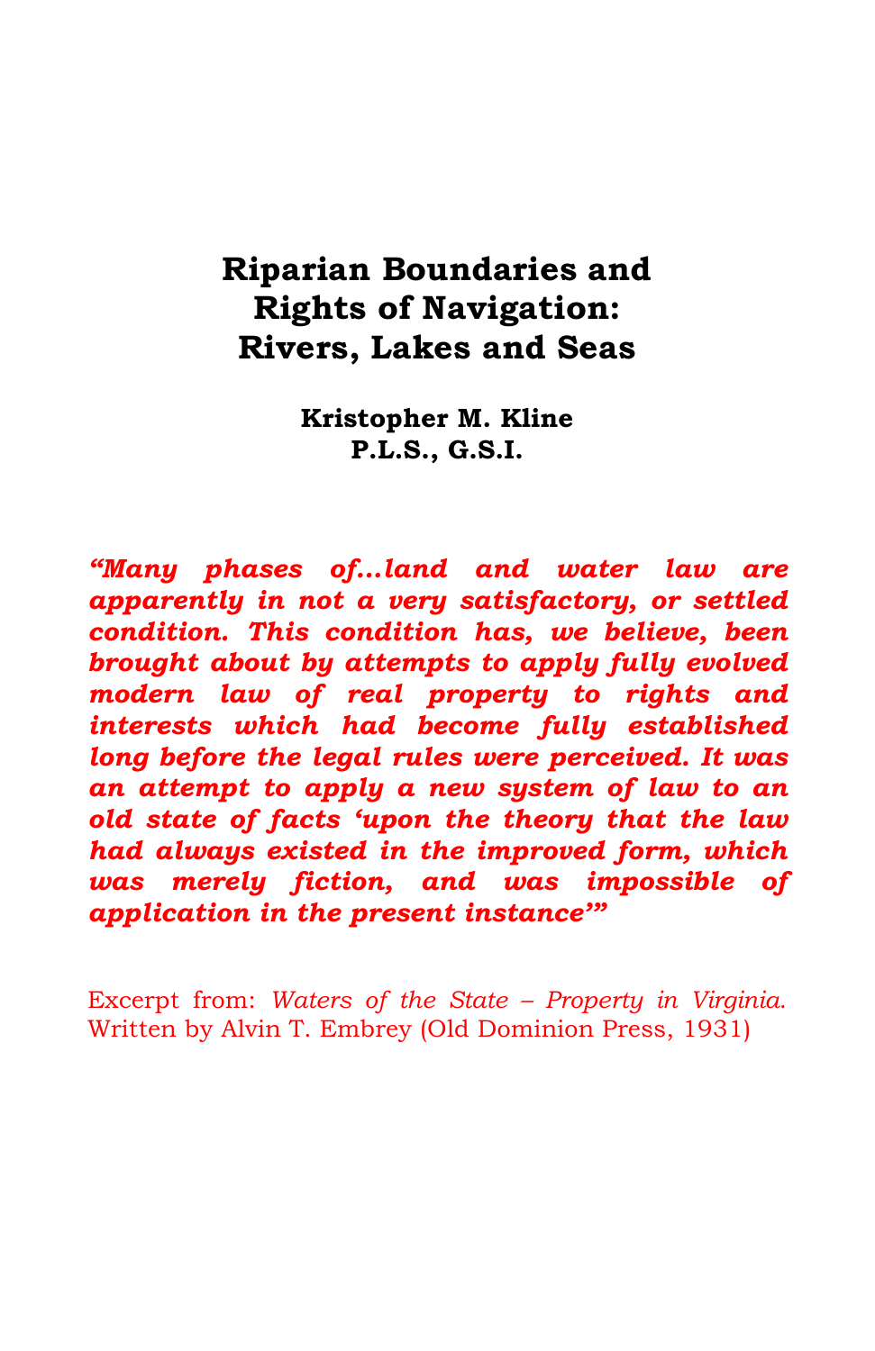# Riparian Boundaries and Rights of Navigation: Rivers, Lakes and Seas

**Kristopher M. Kline**
**P.L.S., G.S.I.**

***"Many phases of...land and water law are apparently in not a very satisfactory, or settled condition. This condition has, we believe, been brought about by attempts to apply fully evolved modern law of real property to rights and interests which had become fully established long before the legal rules were perceived. It was an attempt to apply a new system of law to an old state of facts 'upon the theory that the law had always existed in the improved form, which was merely fiction, and was impossible of application in the present instance'"***

Excerpt from: *Waters of the State – Property in Virginia.* Written by Alvin T. Embrey (Old Dominion Press, 1931)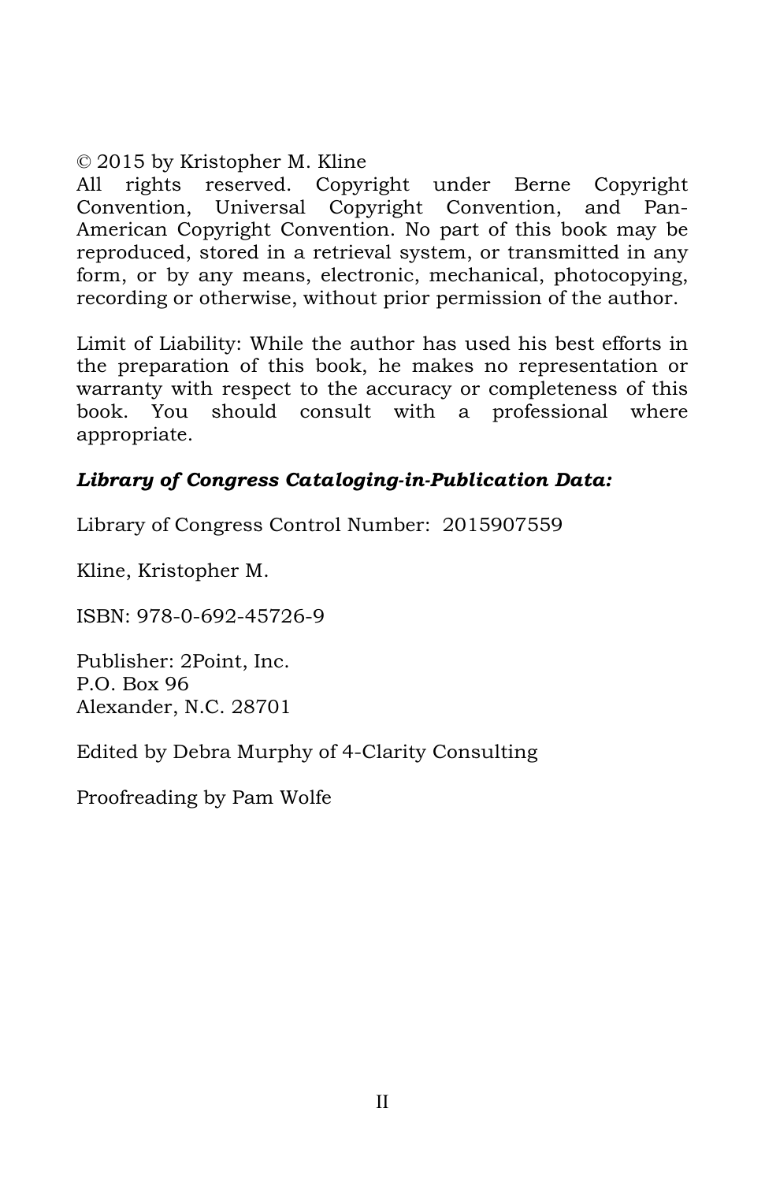© 2015 by Kristopher M. Kline
All rights reserved. Copyright under Berne Copyright Convention, Universal Copyright Convention, and Pan-American Copyright Convention. No part of this book may be reproduced, stored in a retrieval system, or transmitted in any form, or by any means, electronic, mechanical, photocopying, recording or otherwise, without prior permission of the author.

Limit of Liability: While the author has used his best efforts in the preparation of this book, he makes no representation or warranty with respect to the accuracy or completeness of this book. You should consult with a professional where appropriate.

***Library of Congress Cataloging-in-Publication Data:***

Library of Congress Control Number: 2015907559

Kline, Kristopher M.

ISBN: 978-0-692-45726-9

Publisher: 2Point, Inc.
P.O. Box 96
Alexander, N.C. 28701

Edited by Debra Murphy of 4-Clarity Consulting

Proofreading by Pam Wolfe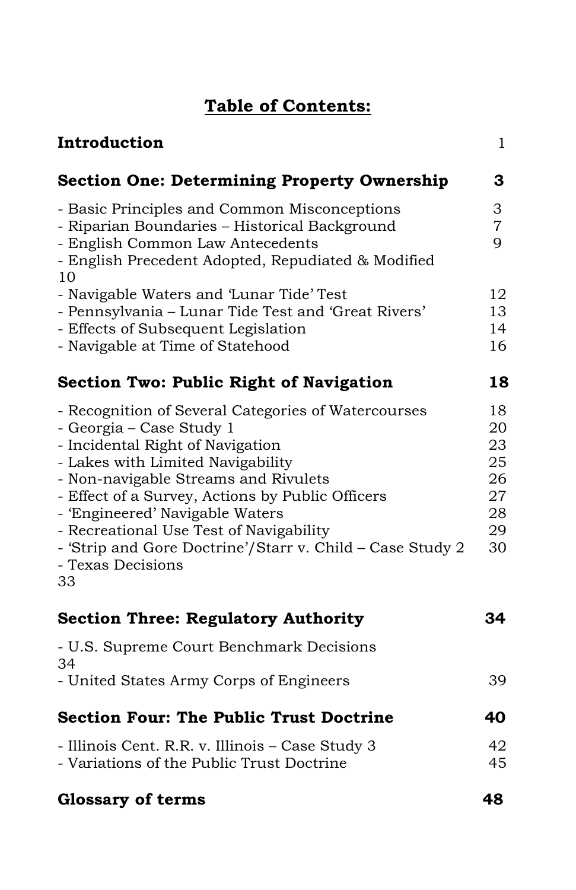## Table of Contents:

| | |
|---|---|
| **Introduction** | 1 |
| **Section One: Determining Property Ownership** | **3** |
| - Basic Principles and Common Misconceptions | 3 |
| - Riparian Boundaries – Historical Background | 7 |
| - English Common Law Antecedents | 9 |
| - English Precedent Adopted, Repudiated & Modified | 10 |
| - Navigable Waters and 'Lunar Tide' Test | 12 |
| - Pennsylvania – Lunar Tide Test and 'Great Rivers' | 13 |
| - Effects of Subsequent Legislation | 14 |
| - Navigable at Time of Statehood | 16 |
| **Section Two: Public Right of Navigation** | **18** |
| - Recognition of Several Categories of Watercourses | 18 |
| - Georgia – Case Study 1 | 20 |
| - Incidental Right of Navigation | 23 |
| - Lakes with Limited Navigability | 25 |
| - Non-navigable Streams and Rivulets | 26 |
| - Effect of a Survey, Actions by Public Officers | 27 |
| - 'Engineered' Navigable Waters | 28 |
| - Recreational Use Test of Navigability | 29 |
| - 'Strip and Gore Doctrine'/Starr v. Child – Case Study 2 | 30 |
| - Texas Decisions | 33 |
| **Section Three: Regulatory Authority** | **34** |
| - U.S. Supreme Court Benchmark Decisions | 34 |
| - United States Army Corps of Engineers | 39 |
| **Section Four: The Public Trust Doctrine** | **40** |
| - Illinois Cent. R.R. v. Illinois – Case Study 3 | 42 |
| - Variations of the Public Trust Doctrine | 45 |
| **Glossary of terms** | **48** |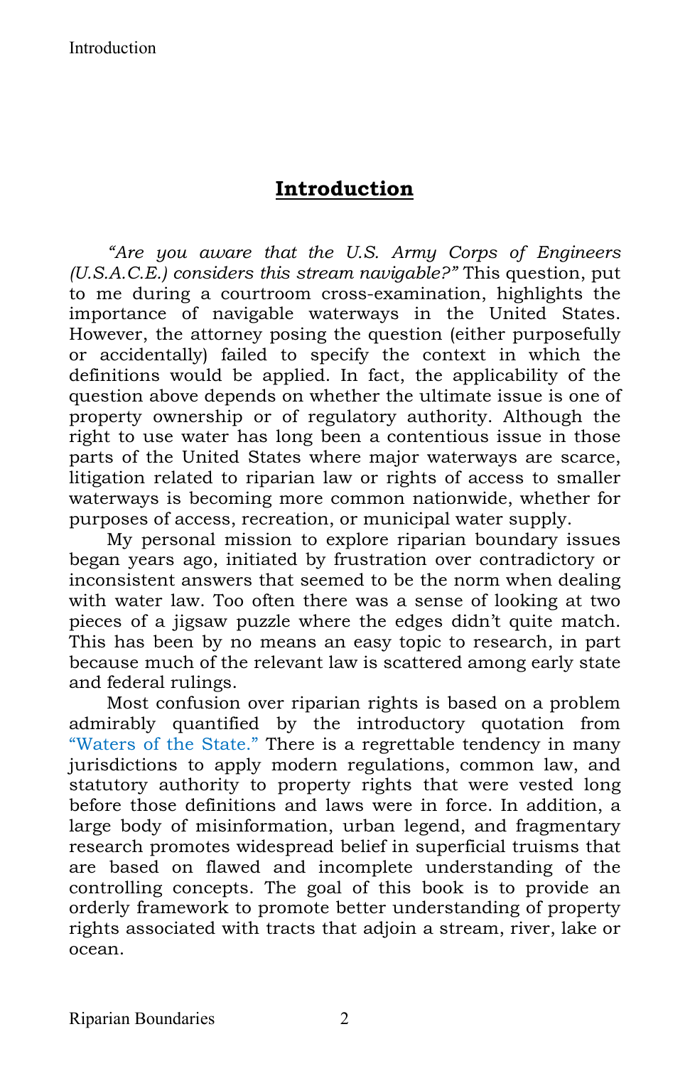# Introduction

*"Are you aware that the U.S. Army Corps of Engineers (U.S.A.C.E.) considers this stream navigable?"* This question, put to me during a courtroom cross-examination, highlights the importance of navigable waterways in the United States. However, the attorney posing the question (either purposefully or accidentally) failed to specify the context in which the definitions would be applied. In fact, the applicability of the question above depends on whether the ultimate issue is one of property ownership or of regulatory authority. Although the right to use water has long been a contentious issue in those parts of the United States where major waterways are scarce, litigation related to riparian law or rights of access to smaller waterways is becoming more common nationwide, whether for purposes of access, recreation, or municipal water supply.

My personal mission to explore riparian boundary issues began years ago, initiated by frustration over contradictory or inconsistent answers that seemed to be the norm when dealing with water law. Too often there was a sense of looking at two pieces of a jigsaw puzzle where the edges didn't quite match. This has been by no means an easy topic to research, in part because much of the relevant law is scattered among early state and federal rulings.

Most confusion over riparian rights is based on a problem admirably quantified by the introductory quotation from "Waters of the State." There is a regrettable tendency in many jurisdictions to apply modern regulations, common law, and statutory authority to property rights that were vested long before those definitions and laws were in force. In addition, a large body of misinformation, urban legend, and fragmentary research promotes widespread belief in superficial truisms that are based on flawed and incomplete understanding of the controlling concepts. The goal of this book is to provide an orderly framework to promote better understanding of property rights associated with tracts that adjoin a stream, river, lake or ocean.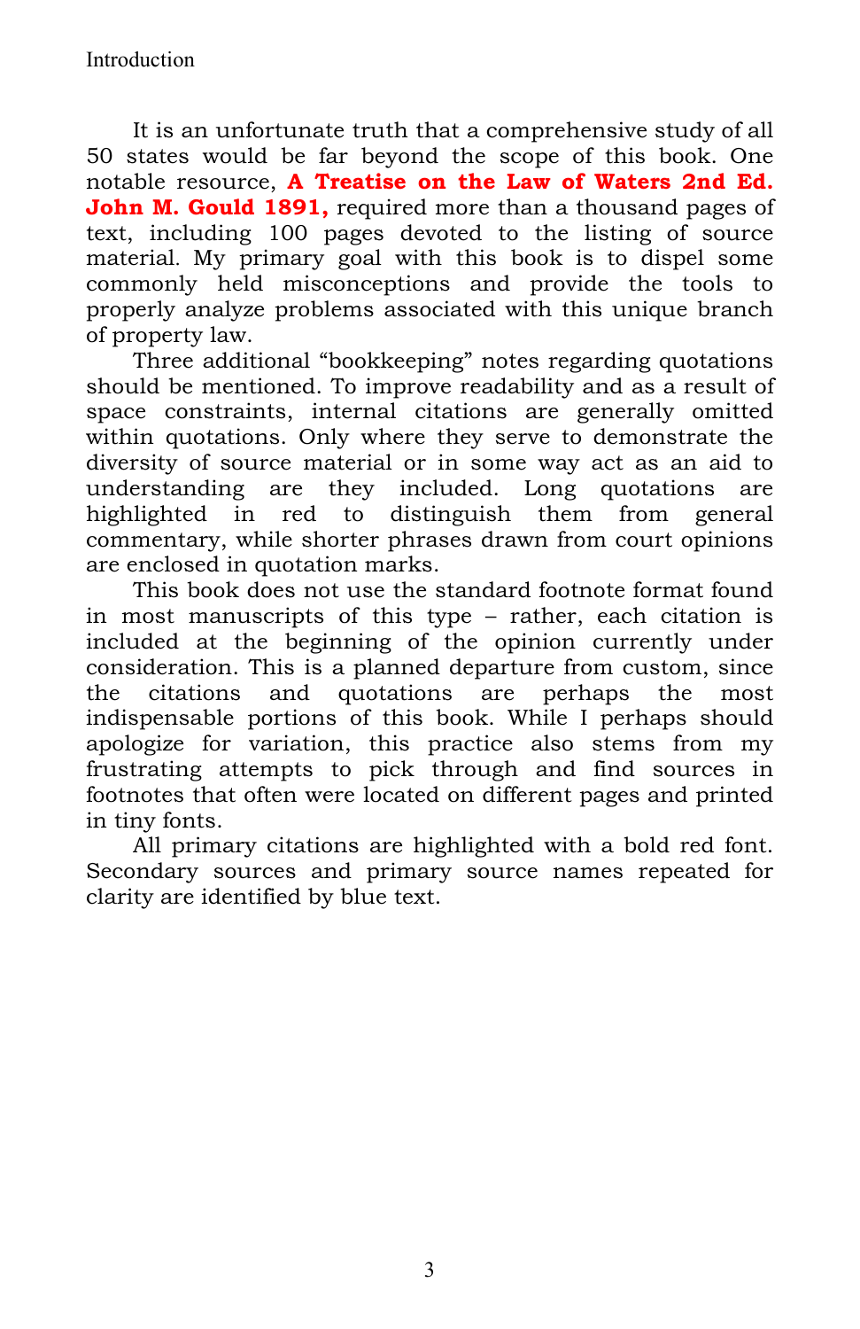It is an unfortunate truth that a comprehensive study of all 50 states would be far beyond the scope of this book. One notable resource, **A Treatise on the Law of Waters 2nd Ed. John M. Gould 1891,** required more than a thousand pages of text, including 100 pages devoted to the listing of source material. My primary goal with this book is to dispel some commonly held misconceptions and provide the tools to properly analyze problems associated with this unique branch of property law.

Three additional "bookkeeping" notes regarding quotations should be mentioned. To improve readability and as a result of space constraints, internal citations are generally omitted within quotations. Only where they serve to demonstrate the diversity of source material or in some way act as an aid to understanding are they included. Long quotations are highlighted in red to distinguish them from general commentary, while shorter phrases drawn from court opinions are enclosed in quotation marks.

This book does not use the standard footnote format found in most manuscripts of this type – rather, each citation is included at the beginning of the opinion currently under consideration. This is a planned departure from custom, since the citations and quotations are perhaps the most indispensable portions of this book. While I perhaps should apologize for variation, this practice also stems from my frustrating attempts to pick through and find sources in footnotes that often were located on different pages and printed in tiny fonts.

All primary citations are highlighted with a bold red font. Secondary sources and primary source names repeated for clarity are identified by blue text.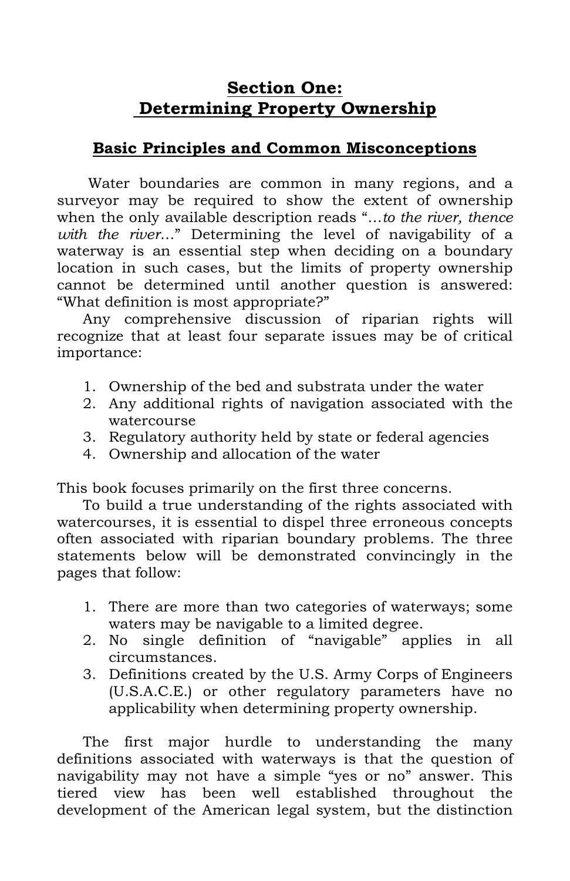# Section One: Determining Property Ownership

## Basic Principles and Common Misconceptions

Water boundaries are common in many regions, and a surveyor may be required to show the extent of ownership when the only available description reads "*…to the river, thence with the river…*" Determining the level of navigability of a waterway is an essential step when deciding on a boundary location in such cases, but the limits of property ownership cannot be determined until another question is answered: "What definition is most appropriate?"

Any comprehensive discussion of riparian rights will recognize that at least four separate issues may be of critical importance:

1. Ownership of the bed and substrata under the water
2. Any additional rights of navigation associated with the watercourse
3. Regulatory authority held by state or federal agencies
4. Ownership and allocation of the water

This book focuses primarily on the first three concerns.

To build a true understanding of the rights associated with watercourses, it is essential to dispel three erroneous concepts often associated with riparian boundary problems. The three statements below will be demonstrated convincingly in the pages that follow:

1. There are more than two categories of waterways; some waters may be navigable to a limited degree.
2. No single definition of "navigable" applies in all circumstances.
3. Definitions created by the U.S. Army Corps of Engineers (U.S.A.C.E.) or other regulatory parameters have no applicability when determining property ownership.

The first major hurdle to understanding the many definitions associated with waterways is that the question of navigability may not have a simple "yes or no" answer. This tiered view has been well established throughout the development of the American legal system, but the distinction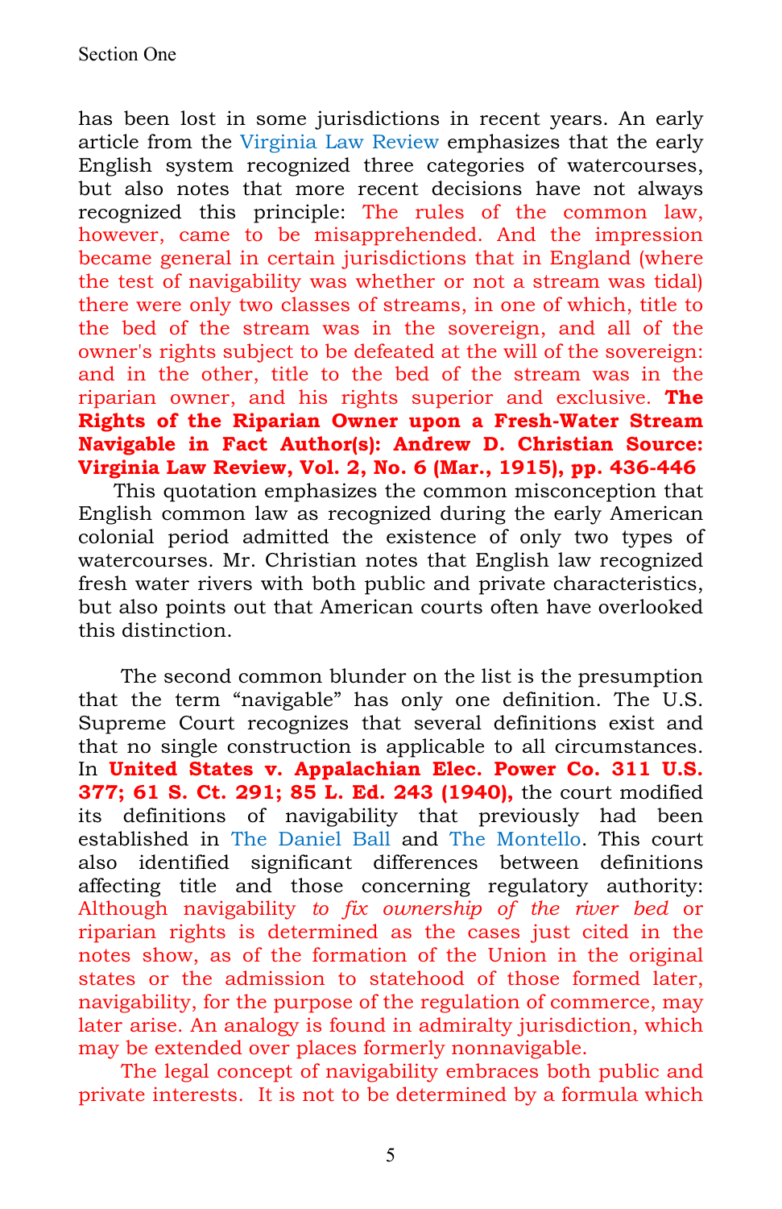has been lost in some jurisdictions in recent years. An early article from the Virginia Law Review emphasizes that the early English system recognized three categories of watercourses, but also notes that more recent decisions have not always recognized this principle: The rules of the common law, however, came to be misapprehended. And the impression became general in certain jurisdictions that in England (where the test of navigability was whether or not a stream was tidal) there were only two classes of streams, in one of which, title to the bed of the stream was in the sovereign, and all of the owner's rights subject to be defeated at the will of the sovereign: and in the other, title to the bed of the stream was in the riparian owner, and his rights superior and exclusive. **The Rights of the Riparian Owner upon a Fresh-Water Stream Navigable in Fact Author(s): Andrew D. Christian Source: Virginia Law Review, Vol. 2, No. 6 (Mar., 1915), pp. 436-446**

This quotation emphasizes the common misconception that English common law as recognized during the early American colonial period admitted the existence of only two types of watercourses. Mr. Christian notes that English law recognized fresh water rivers with both public and private characteristics, but also points out that American courts often have overlooked this distinction.

The second common blunder on the list is the presumption that the term "navigable" has only one definition. The U.S. Supreme Court recognizes that several definitions exist and that no single construction is applicable to all circumstances. In **United States v. Appalachian Elec. Power Co. 311 U.S. 377; 61 S. Ct. 291; 85 L. Ed. 243 (1940),** the court modified its definitions of navigability that previously had been established in The Daniel Ball and The Montello. This court also identified significant differences between definitions affecting title and those concerning regulatory authority: Although navigability *to fix ownership of the river bed* or riparian rights is determined as the cases just cited in the notes show, as of the formation of the Union in the original states or the admission to statehood of those formed later, navigability, for the purpose of the regulation of commerce, may later arise. An analogy is found in admiralty jurisdiction, which may be extended over places formerly nonnavigable.

The legal concept of navigability embraces both public and private interests. It is not to be determined by a formula which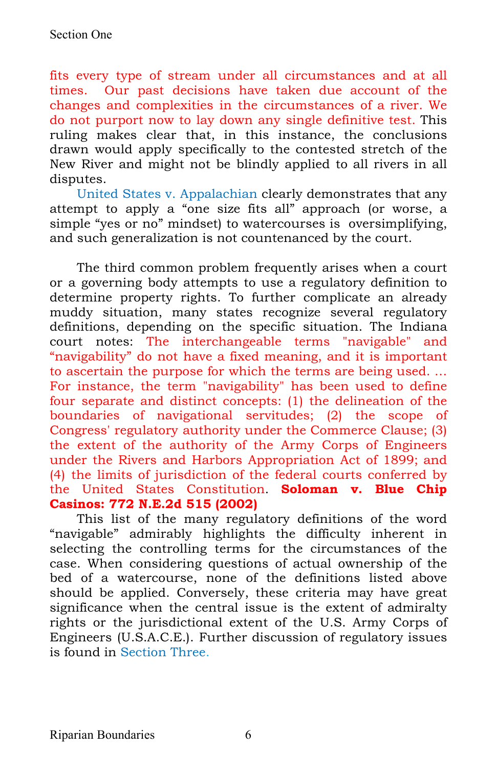fits every type of stream under all circumstances and at all times. Our past decisions have taken due account of the changes and complexities in the circumstances of a river. We do not purport now to lay down any single definitive test. This ruling makes clear that, in this instance, the conclusions drawn would apply specifically to the contested stretch of the New River and might not be blindly applied to all rivers in all disputes.

United States v. Appalachian clearly demonstrates that any attempt to apply a "one size fits all" approach (or worse, a simple "yes or no" mindset) to watercourses is oversimplifying, and such generalization is not countenanced by the court.

The third common problem frequently arises when a court or a governing body attempts to use a regulatory definition to determine property rights. To further complicate an already muddy situation, many states recognize several regulatory definitions, depending on the specific situation. The Indiana court notes: The interchangeable terms "navigable" and "navigability" do not have a fixed meaning, and it is important to ascertain the purpose for which the terms are being used. … For instance, the term "navigability" has been used to define four separate and distinct concepts: (1) the delineation of the boundaries of navigational servitudes; (2) the scope of Congress' regulatory authority under the Commerce Clause; (3) the extent of the authority of the Army Corps of Engineers under the Rivers and Harbors Appropriation Act of 1899; and (4) the limits of jurisdiction of the federal courts conferred by the United States Constitution. **Soloman v. Blue Chip Casinos: 772 N.E.2d 515 (2002)**

This list of the many regulatory definitions of the word "navigable" admirably highlights the difficulty inherent in selecting the controlling terms for the circumstances of the case. When considering questions of actual ownership of the bed of a watercourse, none of the definitions listed above should be applied. Conversely, these criteria may have great significance when the central issue is the extent of admiralty rights or the jurisdictional extent of the U.S. Army Corps of Engineers (U.S.A.C.E.). Further discussion of regulatory issues is found in Section Three.